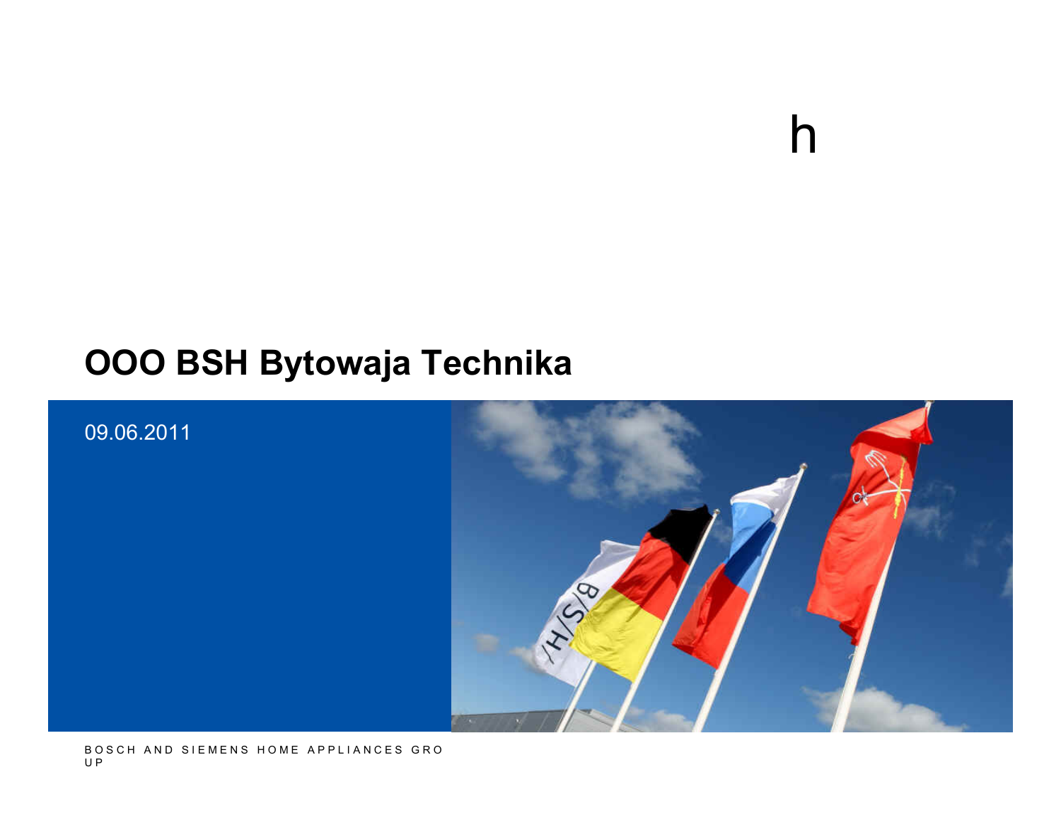h

# OOO BSH Bytowaja Technika

09.06.2011

BOSCH AND SIEMENS HOME APPLIANCES GROUP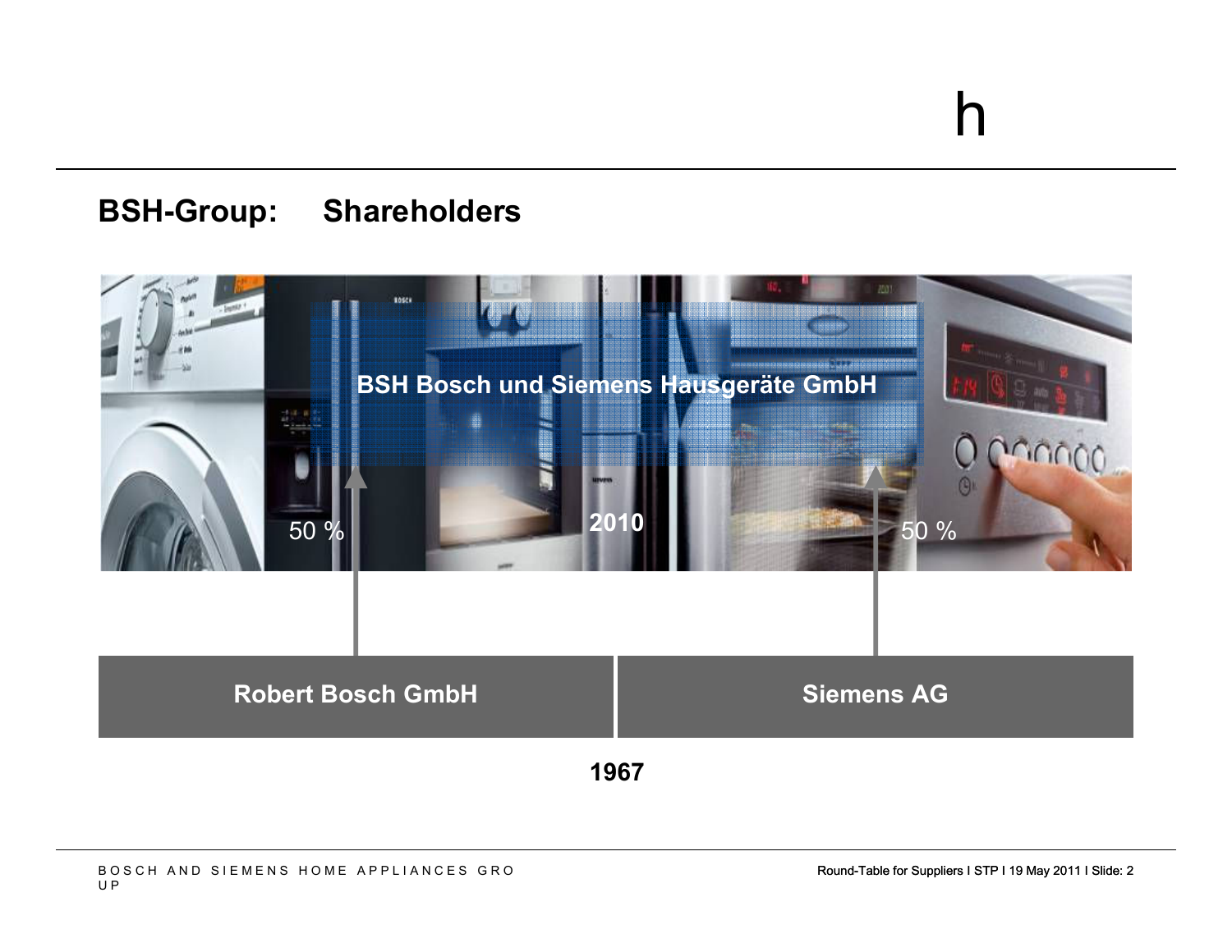## BSH-Group: Shareholders

**BSH Bosch und Siemens Hausgeräte GmbH**

50 % **2010** 50 %

**Robert Bosch GmbH** | **Siemens AG**

**1967**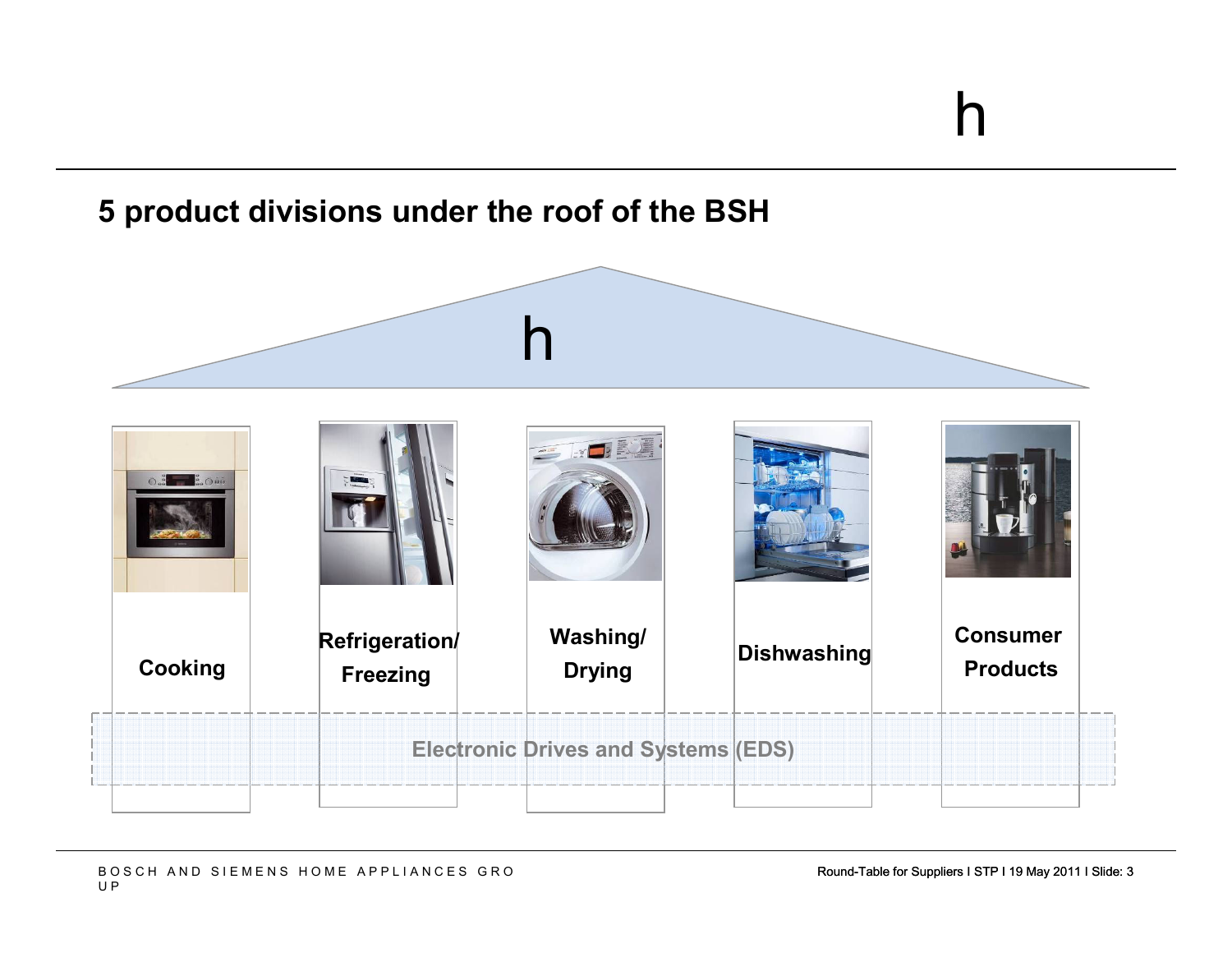## 5 product divisions under the roof of the BSH

h

- Cooking
- Refrigeration/ Freezing
- Washing/ Drying
- Dishwashing
- Consumer Products

Electronic Drives and Systems (EDS)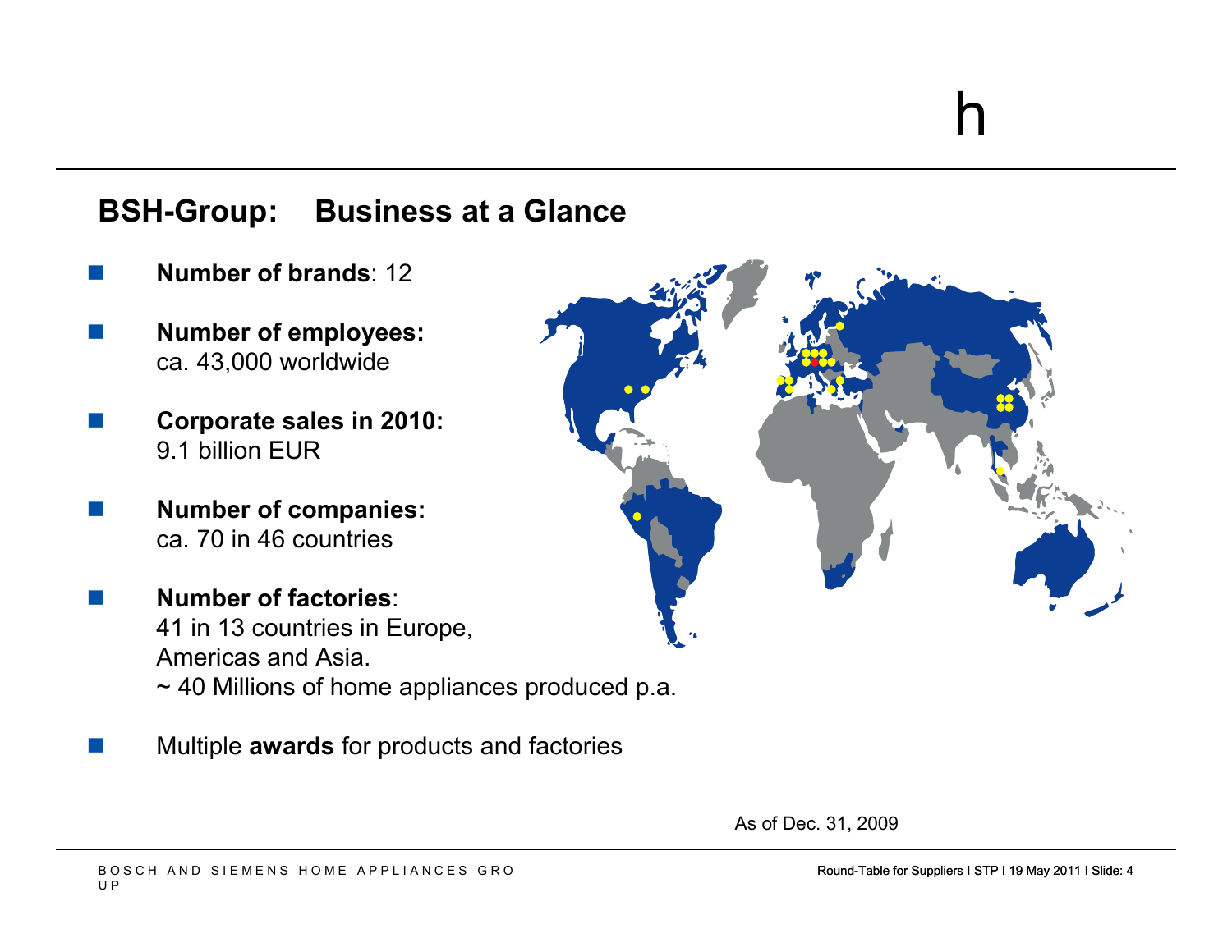## BSH-Group: Business at a Glance

- **Number of brands**: 12
- **Number of employees:**
  ca. 43,000 worldwide
- **Corporate sales in 2010:**
  9.1 billion EUR
- **Number of companies:**
  ca. 70 in 46 countries
- **Number of factories**:
  41 in 13 countries in Europe,
  Americas and Asia.
  ~ 40 Millions of home appliances produced p.a.
- Multiple **awards** for products and factories

As of Dec. 31, 2009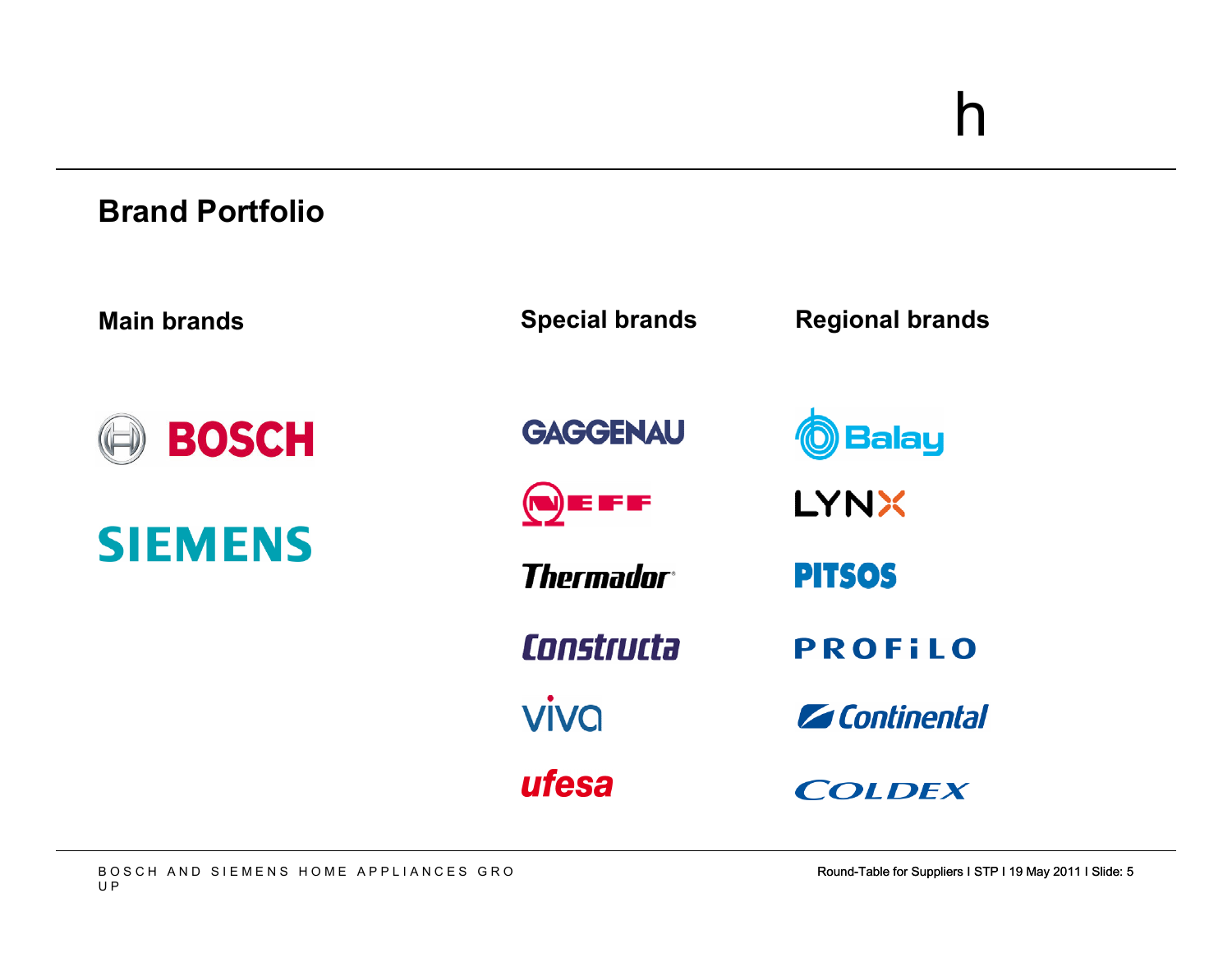## Brand Portfolio

| Main brands | Special brands | Regional brands |
| --- | --- | --- |
| BOSCH | GAGGENAU | Balay |
| SIEMENS | NEFF | LYNX |
| | Thermador | PITSOS |
| | Constructa | PROFILO |
| | viva | Continental |
| | ufesa | COLDEX |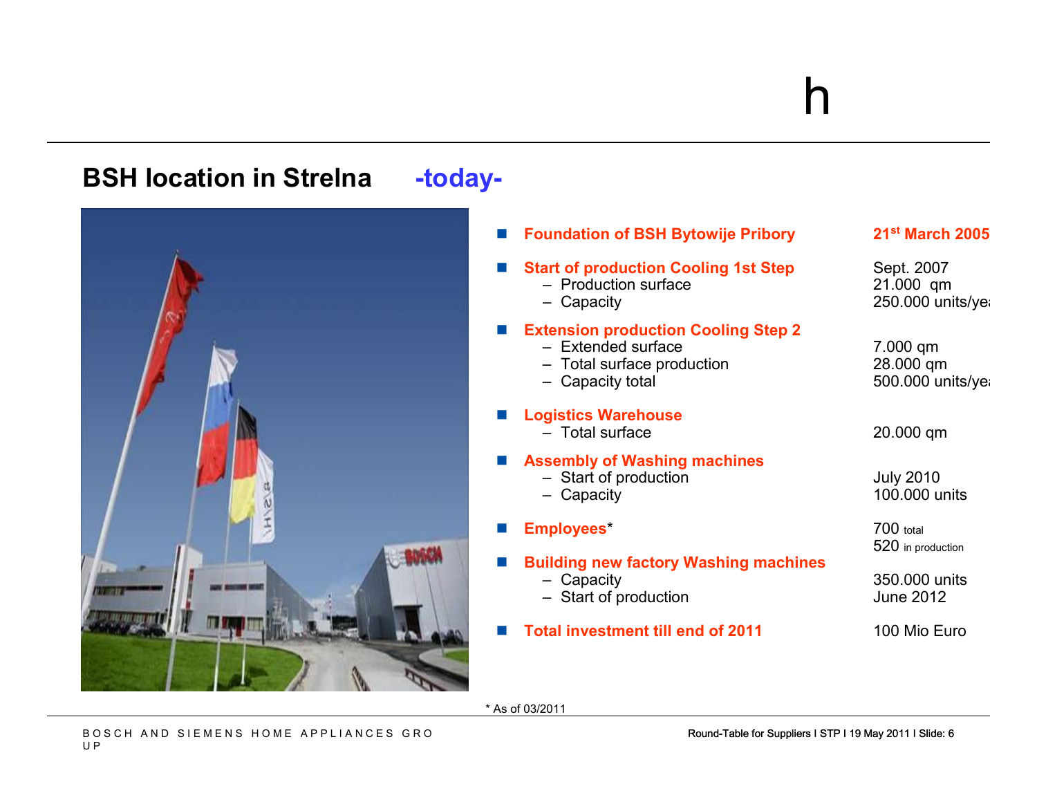## BSH location in Strelna -today-

| | |
|---|---|
| **Foundation of BSH Bytowije Pribory** | **21st March 2005** |
| **Start of production Cooling 1st Step** | Sept. 2007 |
| – Production surface | 21.000 qm |
| – Capacity | 250.000 units/yea |
| **Extension production Cooling Step 2** | |
| – Extended surface | 7.000 qm |
| – Total surface production | 28.000 qm |
| – Capacity total | 500.000 units/yea |
| **Logistics Warehouse** | |
| – Total surface | 20.000 qm |
| **Assembly of Washing machines** | |
| – Start of production | July 2010 |
| – Capacity | 100.000 units |
| **Employees*** | 700 total<br>520 in production |
| **Building new factory Washing machines** | |
| – Capacity | 350.000 units |
| – Start of production | June 2012 |
| **Total investment till end of 2011** | 100 Mio Euro |

\* As of 03/2011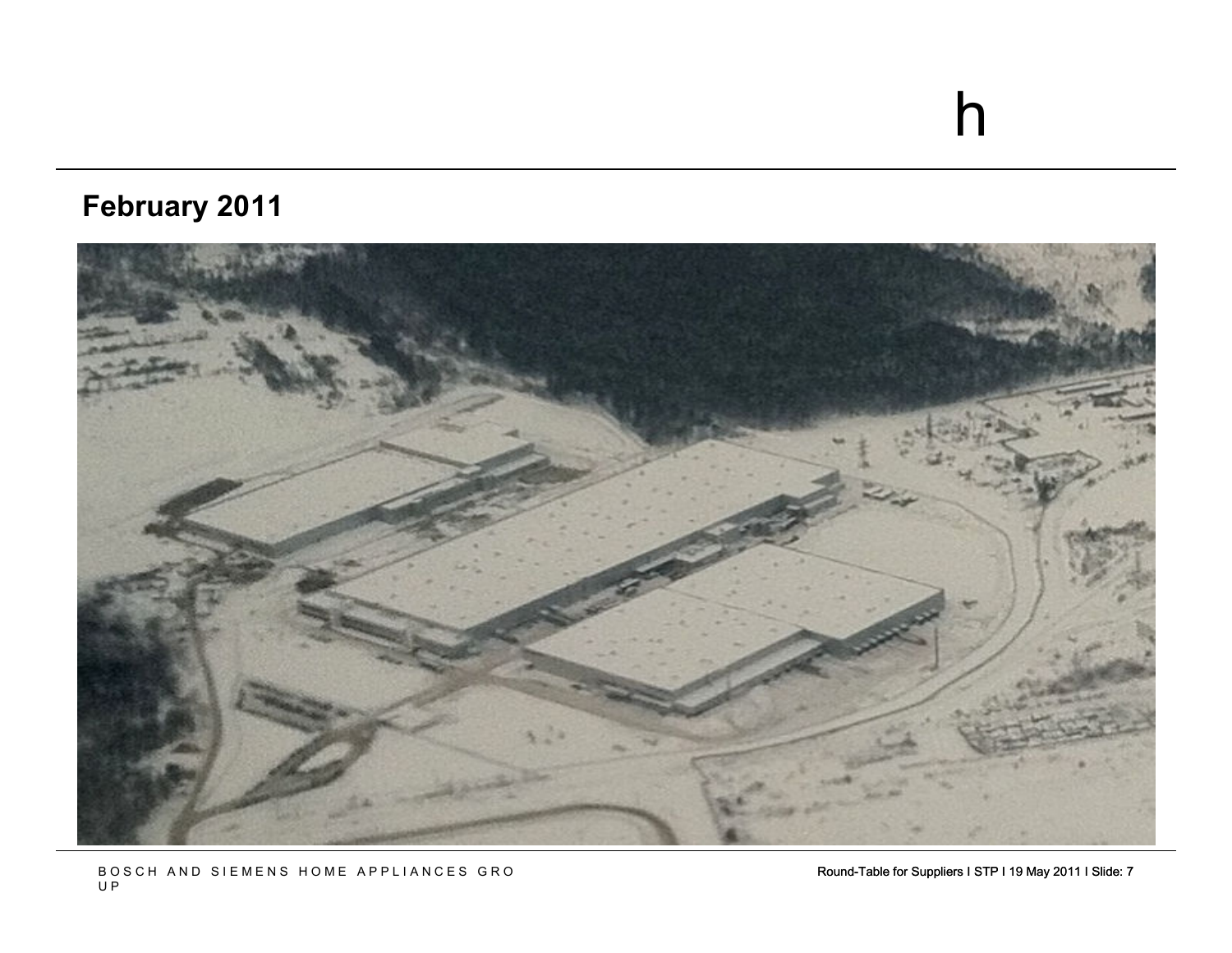h

## February 2011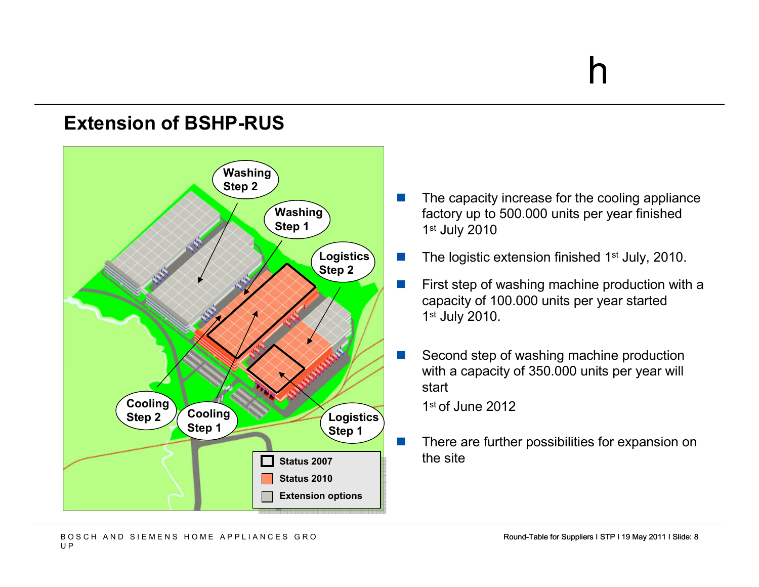## Extension of BSHP-RUS

Washing Step 2

Washing Step 1

Logistics Step 2

Cooling Step 2

Cooling Step 1

Logistics Step 1

Status 2007

Status 2010

Extension options

- The capacity increase for the cooling appliance factory up to 500.000 units per year finished 1st July 2010
- The logistic extension finished 1st July, 2010.
- First step of washing machine production with a capacity of 100.000 units per year started 1st July 2010.
- Second step of washing machine production with a capacity of 350.000 units per year will start

  1st of June 2012
- There are further possibilities for expansion on the site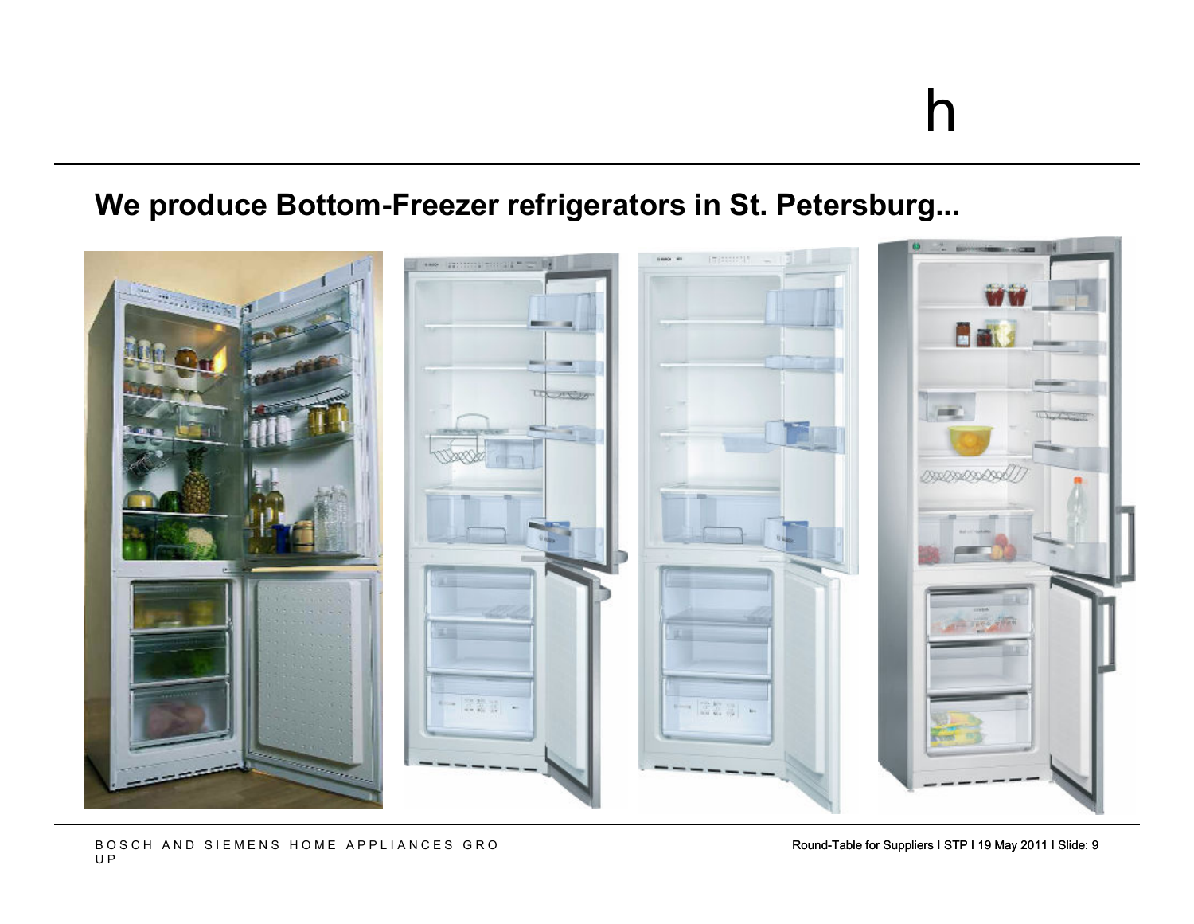h

## We produce Bottom-Freezer refrigerators in St. Petersburg...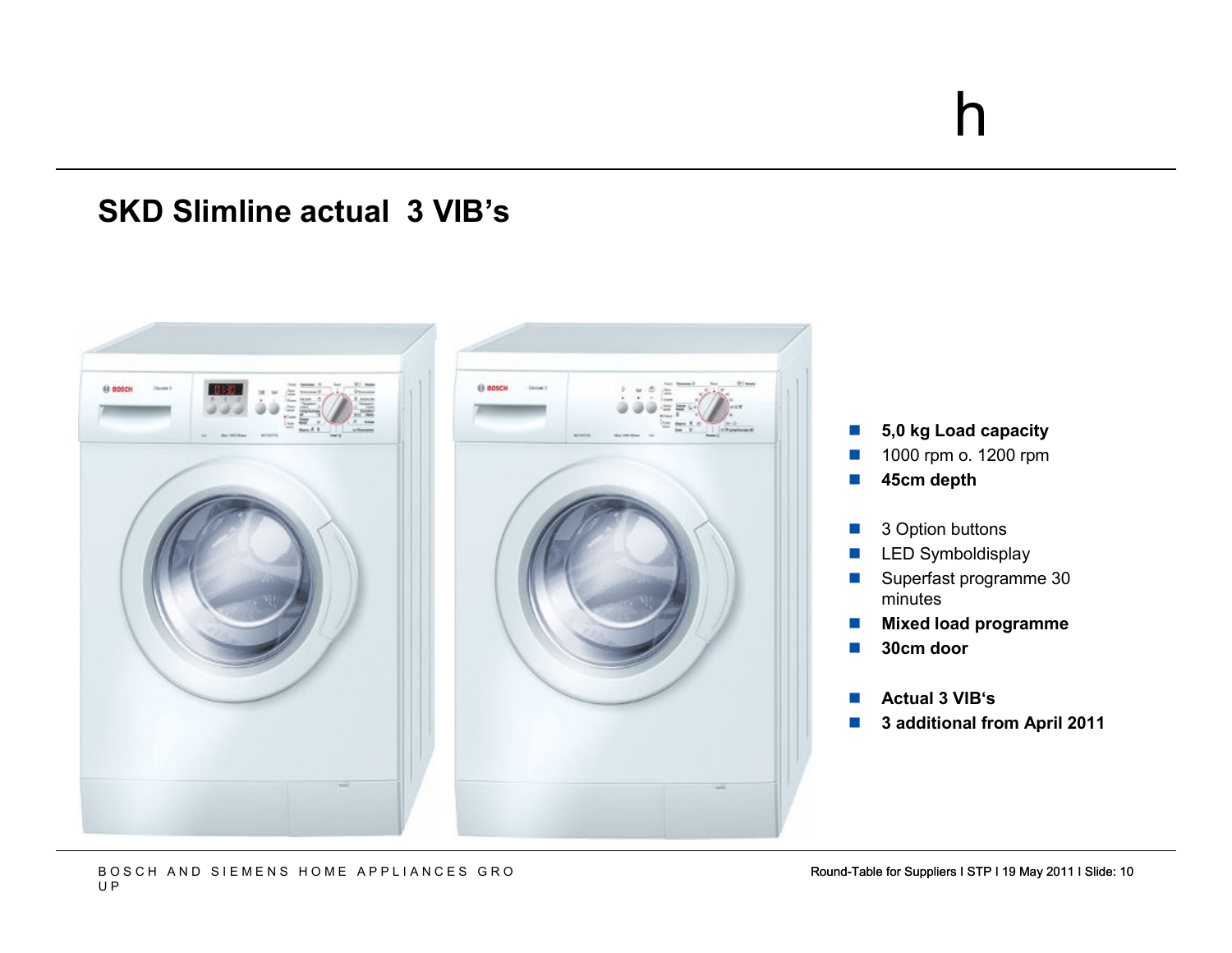## SKD Slimline actual 3 VIB's

- **5,0 kg Load capacity**
- 1000 rpm o. 1200 rpm
- **45cm depth**

- 3 Option buttons
- LED Symboldisplay
- Superfast programme 30 minutes
- **Mixed load programme**
- **30cm door**

- **Actual 3 VIB's**
- **3 additional from April 2011**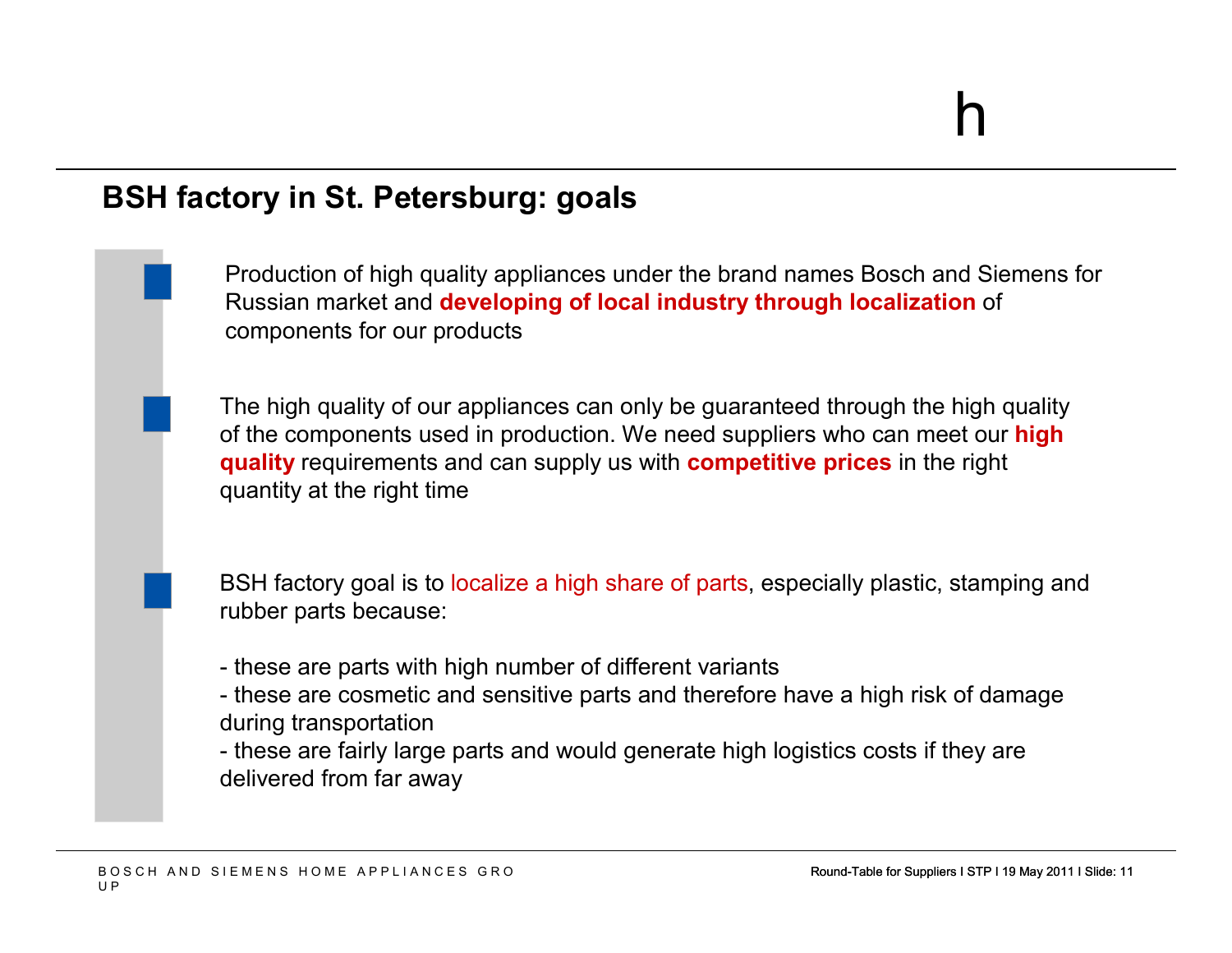## BSH factory in St. Petersburg: goals

- Production of high quality appliances under the brand names Bosch and Siemens for Russian market and **developing of local industry through localization** of components for our products

- The high quality of our appliances can only be guaranteed through the high quality of the components used in production. We need suppliers who can meet our **high quality** requirements and can supply us with **competitive prices** in the right quantity at the right time

- BSH factory goal is to localize a high share of parts, especially plastic, stamping and rubber parts because:

  - these are parts with high number of different variants
  - these are cosmetic and sensitive parts and therefore have a high risk of damage during transportation
  - these are fairly large parts and would generate high logistics costs if they are delivered from far away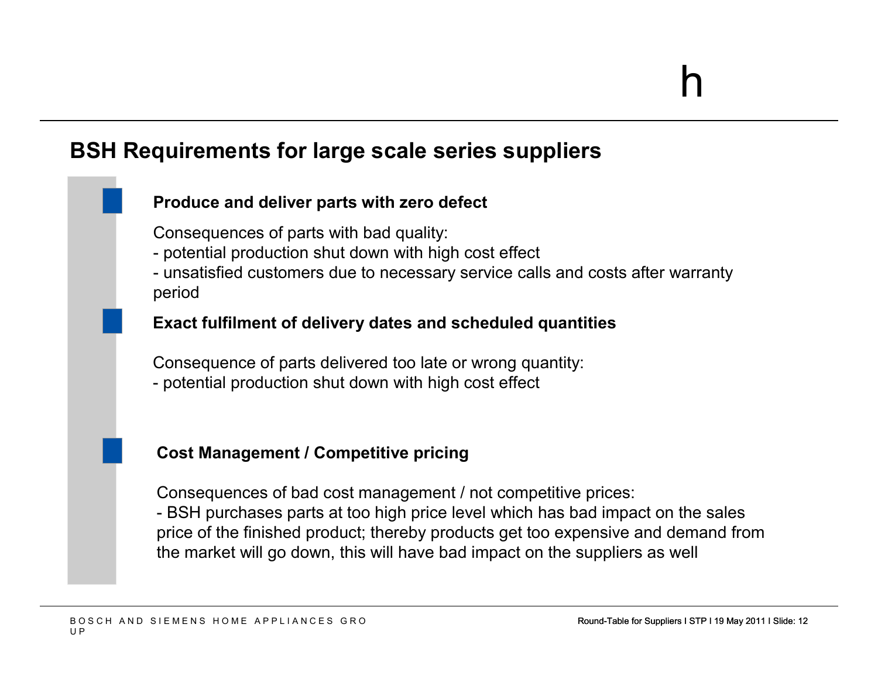## BSH Requirements for large scale series suppliers

**Produce and deliver parts with zero defect**

Consequences of parts with bad quality:
- potential production shut down with high cost effect
- unsatisfied customers due to necessary service calls and costs after warranty period

**Exact fulfilment of delivery dates and scheduled quantities**

Consequence of parts delivered too late or wrong quantity:
- potential production shut down with high cost effect

**Cost Management / Competitive pricing**

Consequences of bad cost management / not competitive prices:
- BSH purchases parts at too high price level which has bad impact on the sales price of the finished product; thereby products get too expensive and demand from the market will go down, this will have bad impact on the suppliers as well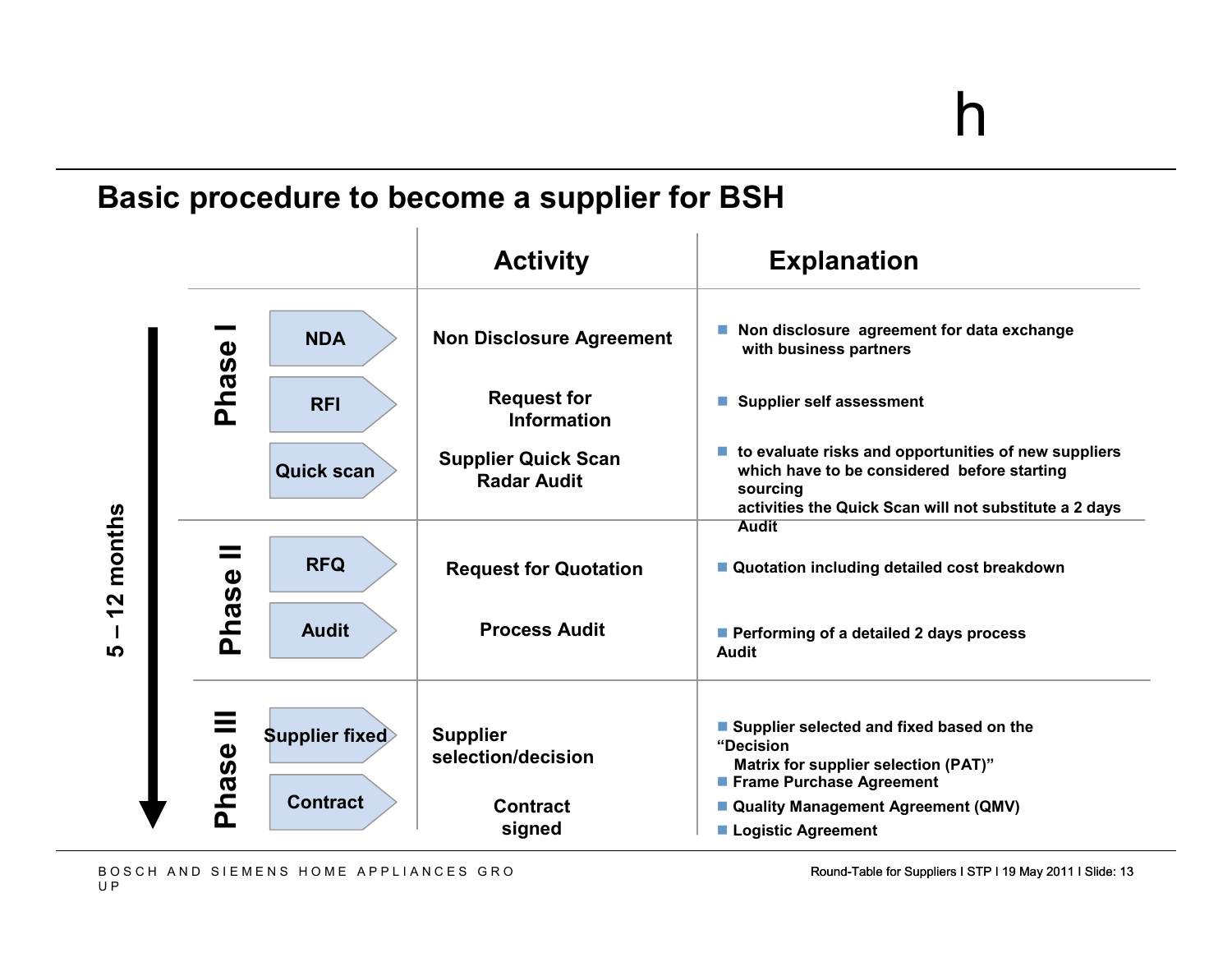## Basic procedure to become a supplier for BSH

5 – 12 months

| Phase | Step | Activity | Explanation |
|---|---|---|---|
| Phase I | NDA | Non Disclosure Agreement | Non disclosure agreement for data exchange with business partners |
| | RFI | Request for Information | Supplier self assessment |
| | Quick scan | Supplier Quick Scan Radar Audit | to evaluate risks and opportunities of new suppliers which have to be considered before starting sourcing activities the Quick Scan will not substitute a 2 days Audit |
| Phase II | RFQ | Request for Quotation | Quotation including detailed cost breakdown |
| | Audit | Process Audit | Performing of a detailed 2 days process Audit |
| Phase III | Supplier fixed | Supplier selection/decision | Supplier selected and fixed based on the “Decision Matrix for supplier selection (PAT)” |
| | Contract | Contract signed | Frame Purchase Agreement<br>Quality Management Agreement (QMV)<br>Logistic Agreement |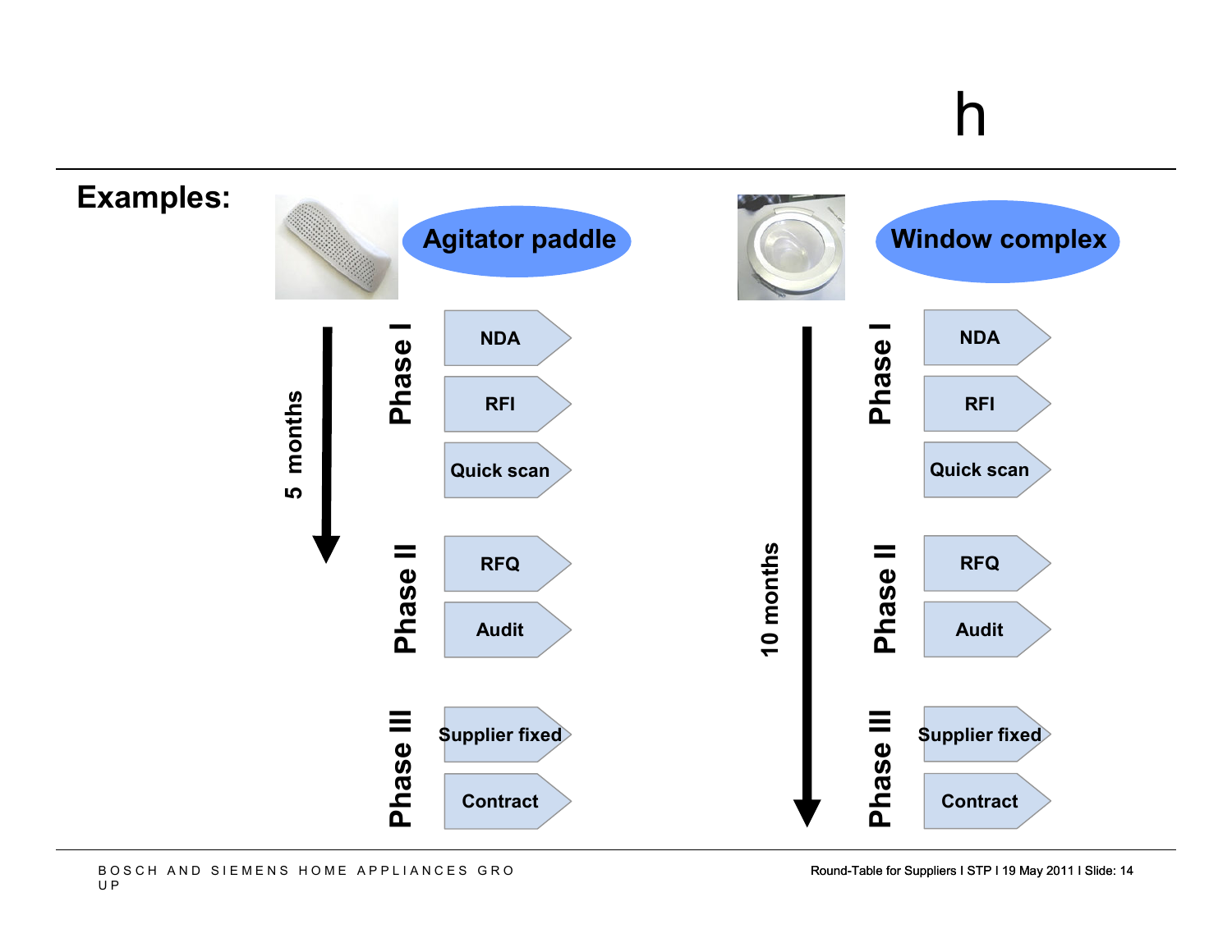h

**Examples:**

## Agitator paddle

5 months

**Phase I**
- NDA
- RFI
- Quick scan

**Phase II**
- RFQ
- Audit

**Phase III**
- Supplier fixed
- Contract

## Window complex

10 months

**Phase I**
- NDA
- RFI
- Quick scan

**Phase II**
- RFQ
- Audit

**Phase III**
- Supplier fixed
- Contract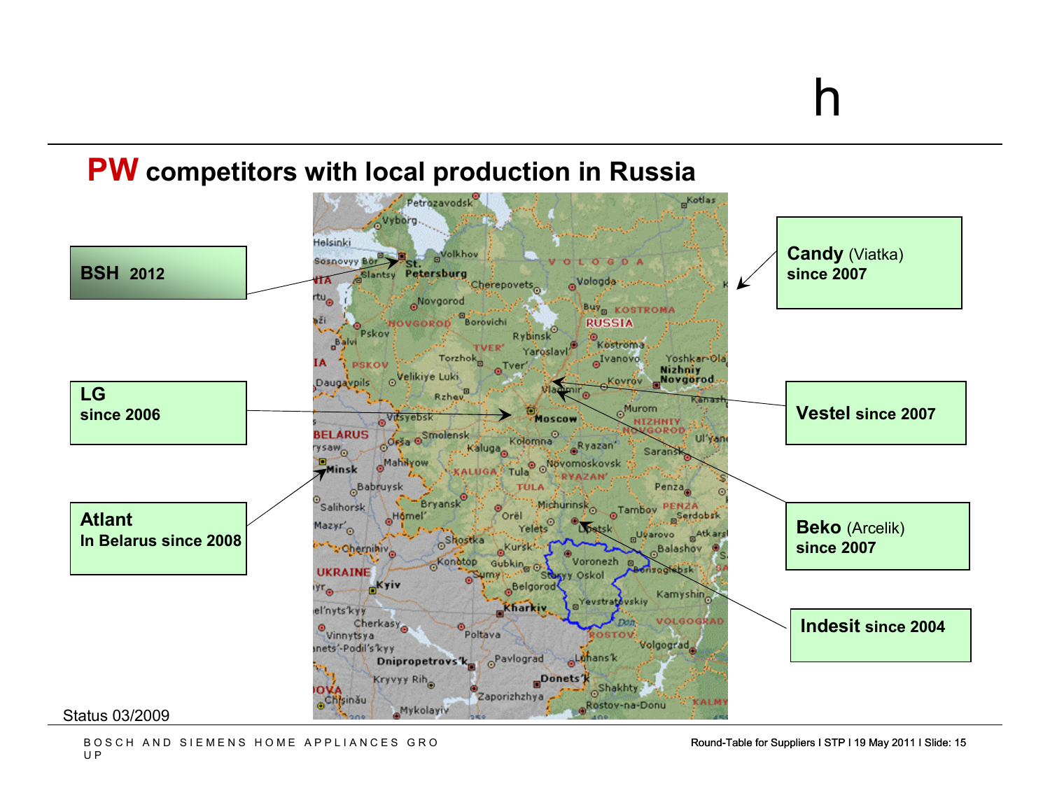## PW competitors with local production in Russia

**BSH 2012**

**LG**
**since 2006**

**Atlant**
**In Belarus since 2008**

**Candy** (Viatka)
**since 2007**

**Vestel since 2007**

**Beko** (Arcelik)
**since 2007**

**Indesit since 2004**

Status 03/2009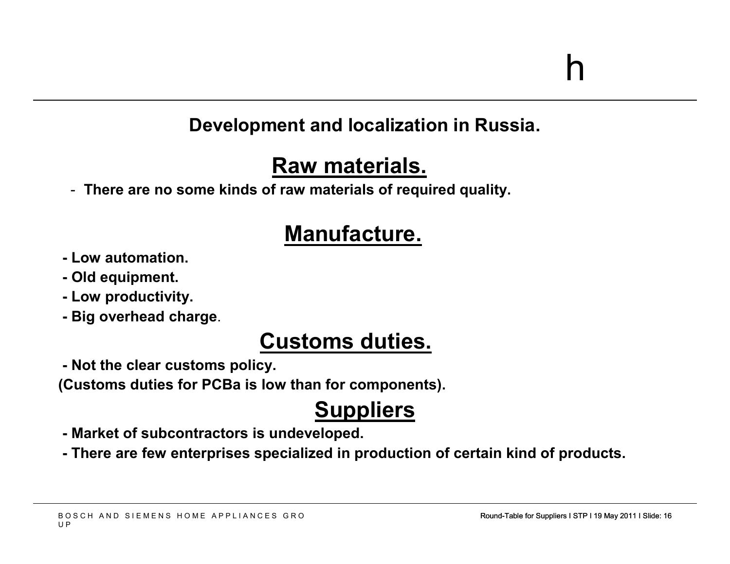## Development and localization in Russia.

## Raw materials.

- There are no some kinds of raw materials of required quality.

## Manufacture.

- Low automation.
- Old equipment.
- Low productivity.
- Big overhead charge.

## Customs duties.

- Not the clear customs policy.

(Customs duties for PCBa is low than for components).

## Suppliers

- Market of subcontractors is undeveloped.
- There are few enterprises specialized in production of certain kind of products.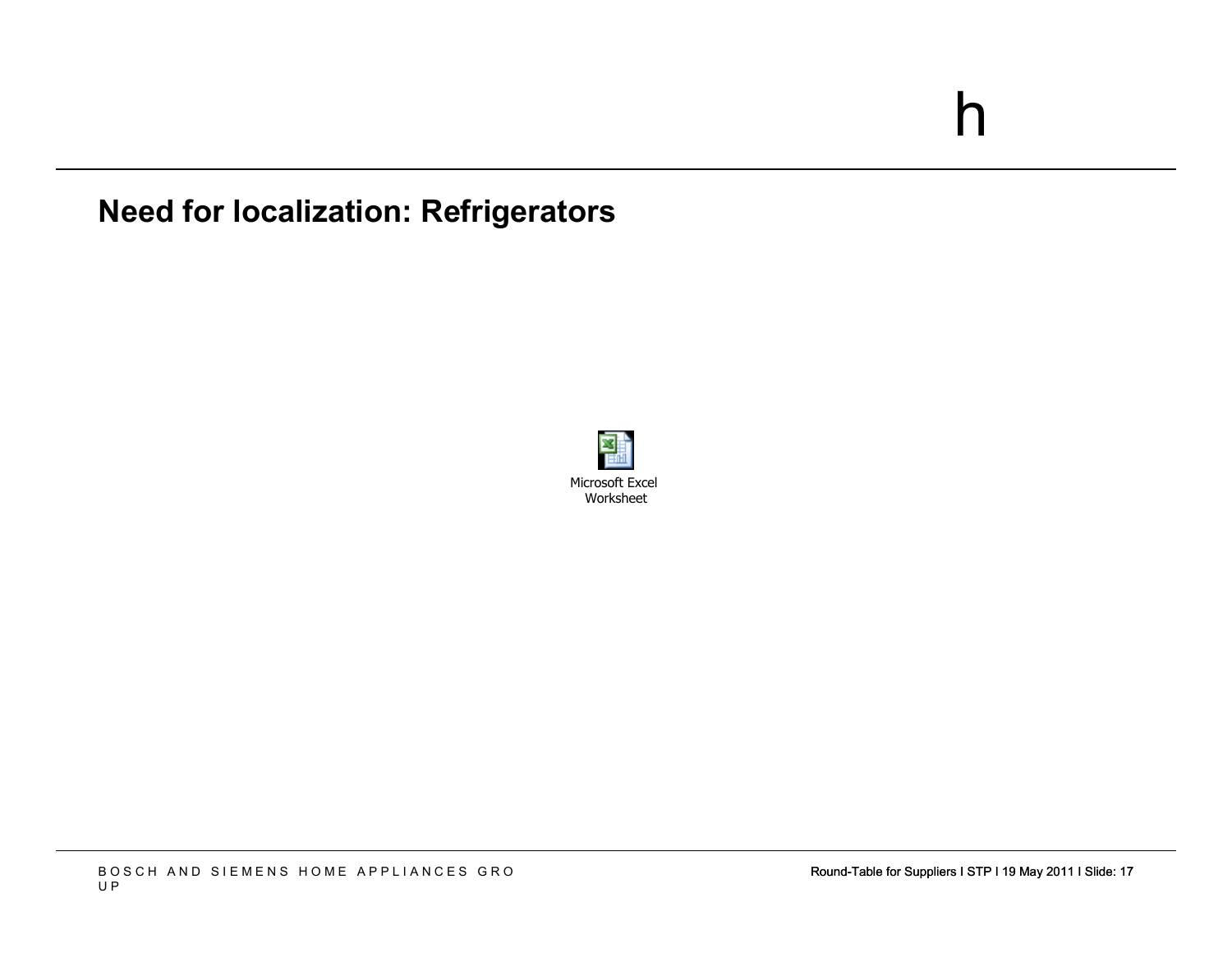## Need for localization: Refrigerators

Microsoft Excel Worksheet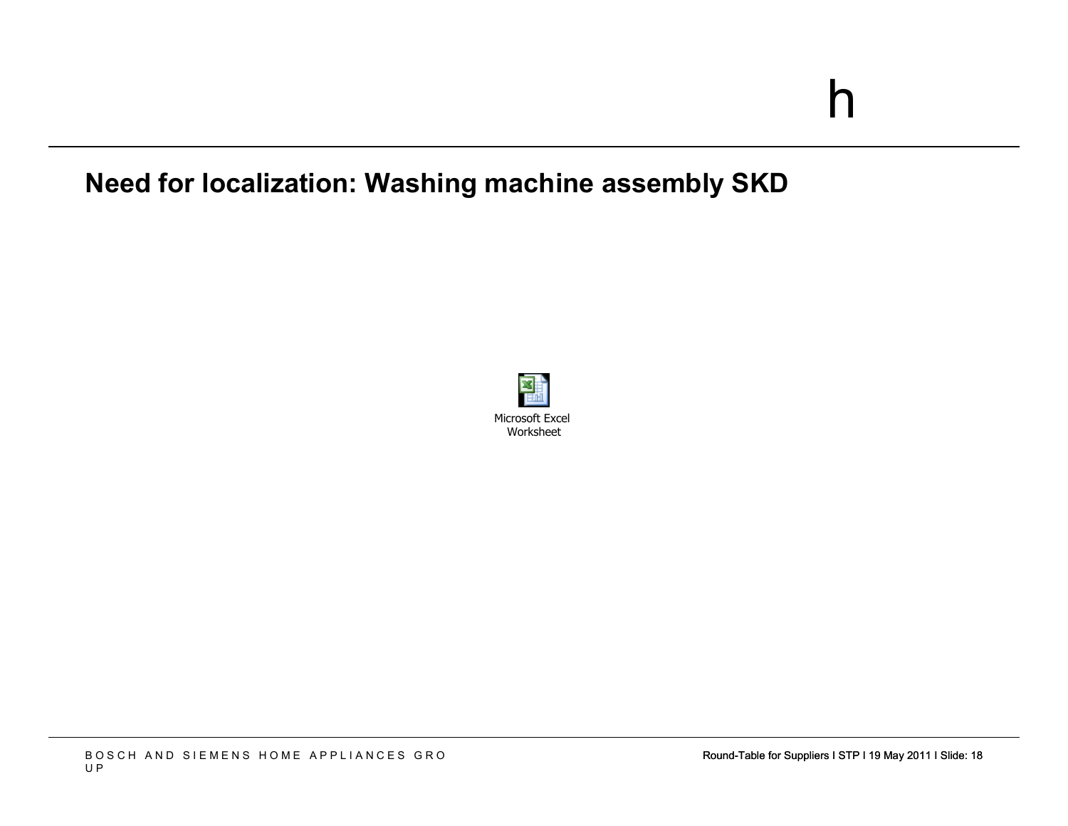## Need for localization: Washing machine assembly SKD

Microsoft Excel Worksheet